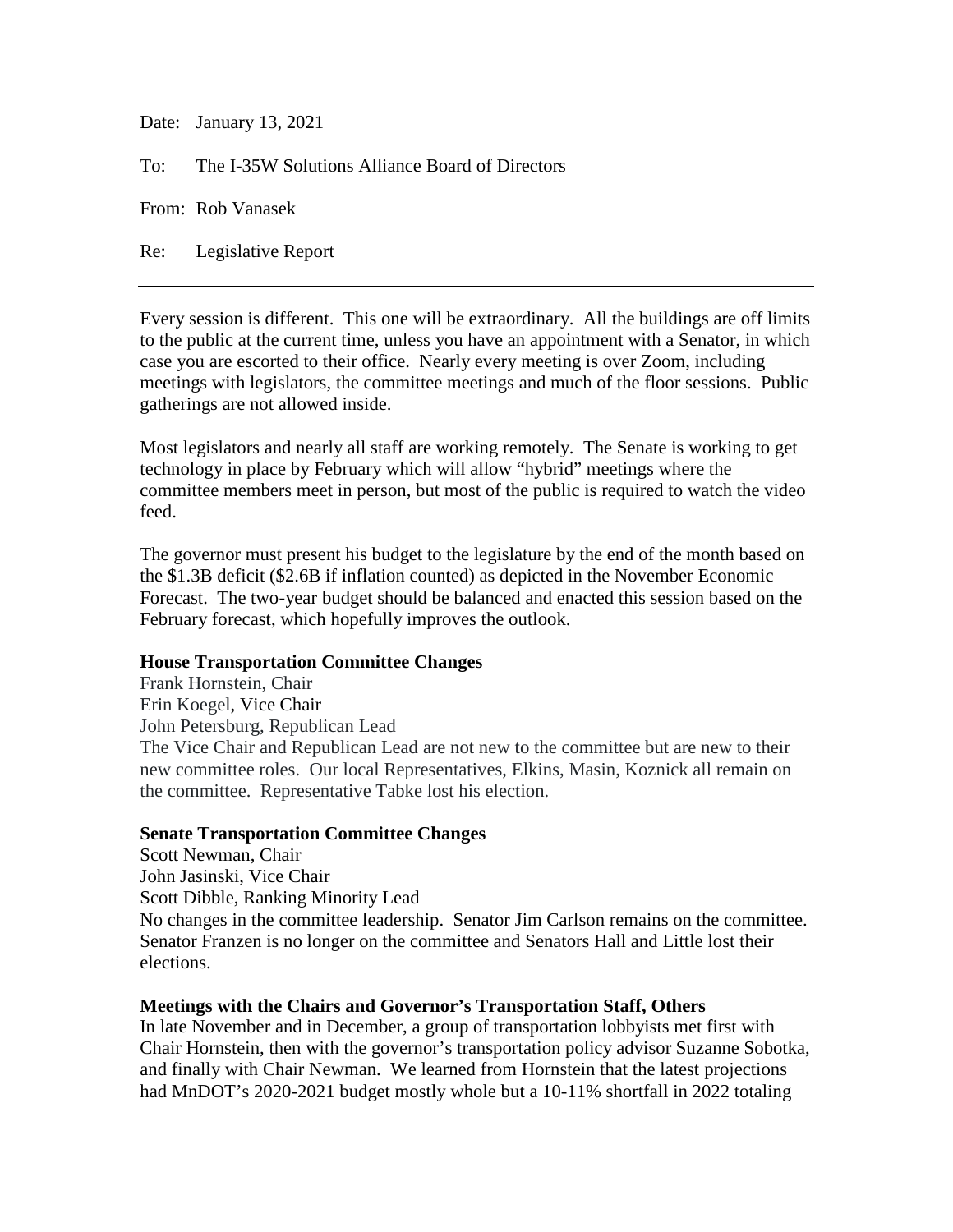Date: January 13, 2021

To: The I-35W Solutions Alliance Board of Directors

From: Rob Vanasek

Re: Legislative Report

---

Every session is different. This one will be extraordinary. All the buildings are off limits to the public at the current time, unless you have an appointment with a Senator, in which case you are escorted to their office. Nearly every meeting is over Zoom, including meetings with legislators, the committee meetings and much of the floor sessions. Public gatherings are not allowed inside.

Most legislators and nearly all staff are working remotely. The Senate is working to get technology in place by February which will allow "hybrid" meetings where the committee members meet in person, but most of the public is required to watch the video feed.

The governor must present his budget to the legislature by the end of the month based on the $1.3B deficit ($2.6B if inflation counted) as depicted in the November Economic Forecast. The two-year budget should be balanced and enacted this session based on the February forecast, which hopefully improves the outlook.

**House Transportation Committee Changes**

Frank Hornstein, Chair
Erin Koegel, Vice Chair
John Petersburg, Republican Lead
The Vice Chair and Republican Lead are not new to the committee but are new to their new committee roles. Our local Representatives, Elkins, Masin, Koznick all remain on the committee. Representative Tabke lost his election.

**Senate Transportation Committee Changes**

Scott Newman, Chair
John Jasinski, Vice Chair
Scott Dibble, Ranking Minority Lead
No changes in the committee leadership. Senator Jim Carlson remains on the committee. Senator Franzen is no longer on the committee and Senators Hall and Little lost their elections.

**Meetings with the Chairs and Governor's Transportation Staff, Others**

In late November and in December, a group of transportation lobbyists met first with Chair Hornstein, then with the governor's transportation policy advisor Suzanne Sobotka, and finally with Chair Newman. We learned from Hornstein that the latest projections had MnDOT's 2020-2021 budget mostly whole but a 10-11% shortfall in 2022 totaling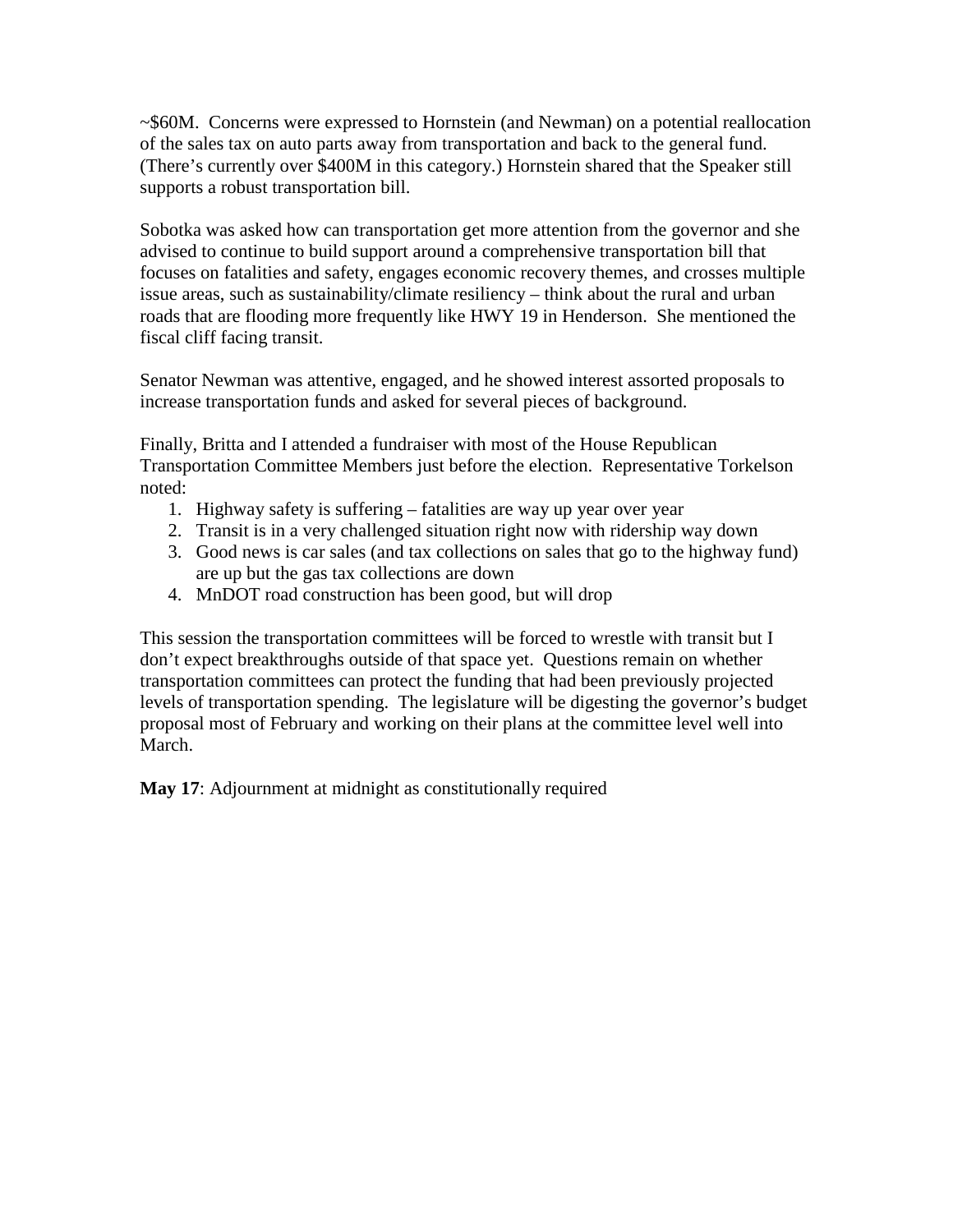~$60M. Concerns were expressed to Hornstein (and Newman) on a potential reallocation of the sales tax on auto parts away from transportation and back to the general fund. (There's currently over $400M in this category.) Hornstein shared that the Speaker still supports a robust transportation bill.

Sobotka was asked how can transportation get more attention from the governor and she advised to continue to build support around a comprehensive transportation bill that focuses on fatalities and safety, engages economic recovery themes, and crosses multiple issue areas, such as sustainability/climate resiliency – think about the rural and urban roads that are flooding more frequently like HWY 19 in Henderson. She mentioned the fiscal cliff facing transit.

Senator Newman was attentive, engaged, and he showed interest assorted proposals to increase transportation funds and asked for several pieces of background.

Finally, Britta and I attended a fundraiser with most of the House Republican Transportation Committee Members just before the election. Representative Torkelson noted:

1. Highway safety is suffering – fatalities are way up year over year
2. Transit is in a very challenged situation right now with ridership way down
3. Good news is car sales (and tax collections on sales that go to the highway fund) are up but the gas tax collections are down
4. MnDOT road construction has been good, but will drop

This session the transportation committees will be forced to wrestle with transit but I don't expect breakthroughs outside of that space yet. Questions remain on whether transportation committees can protect the funding that had been previously projected levels of transportation spending. The legislature will be digesting the governor's budget proposal most of February and working on their plans at the committee level well into March.

**May 17**: Adjournment at midnight as constitutionally required